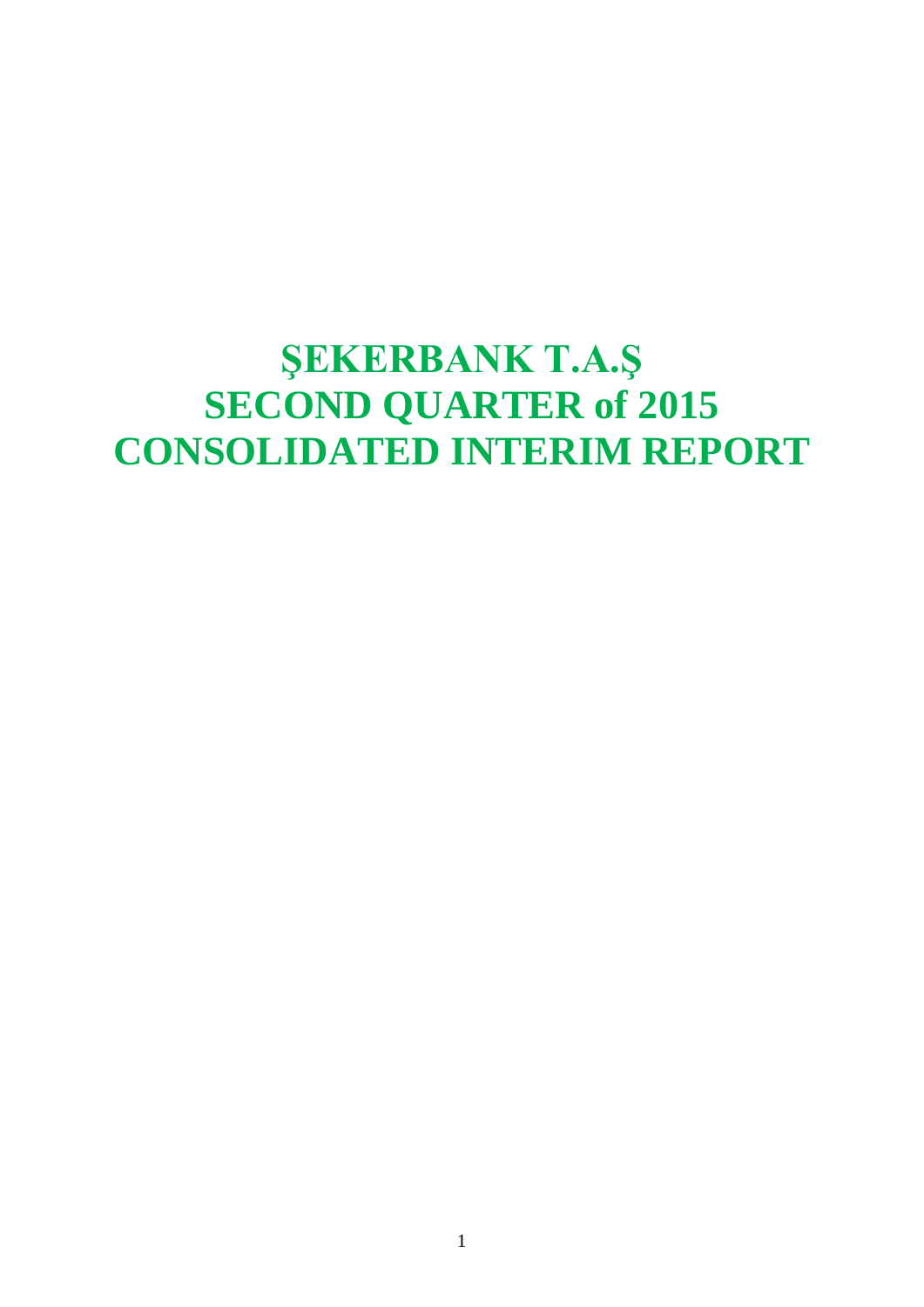# ŞEKERBANK T.A.Ş
# SECOND QUARTER of 2015
# CONSOLIDATED INTERIM REPORT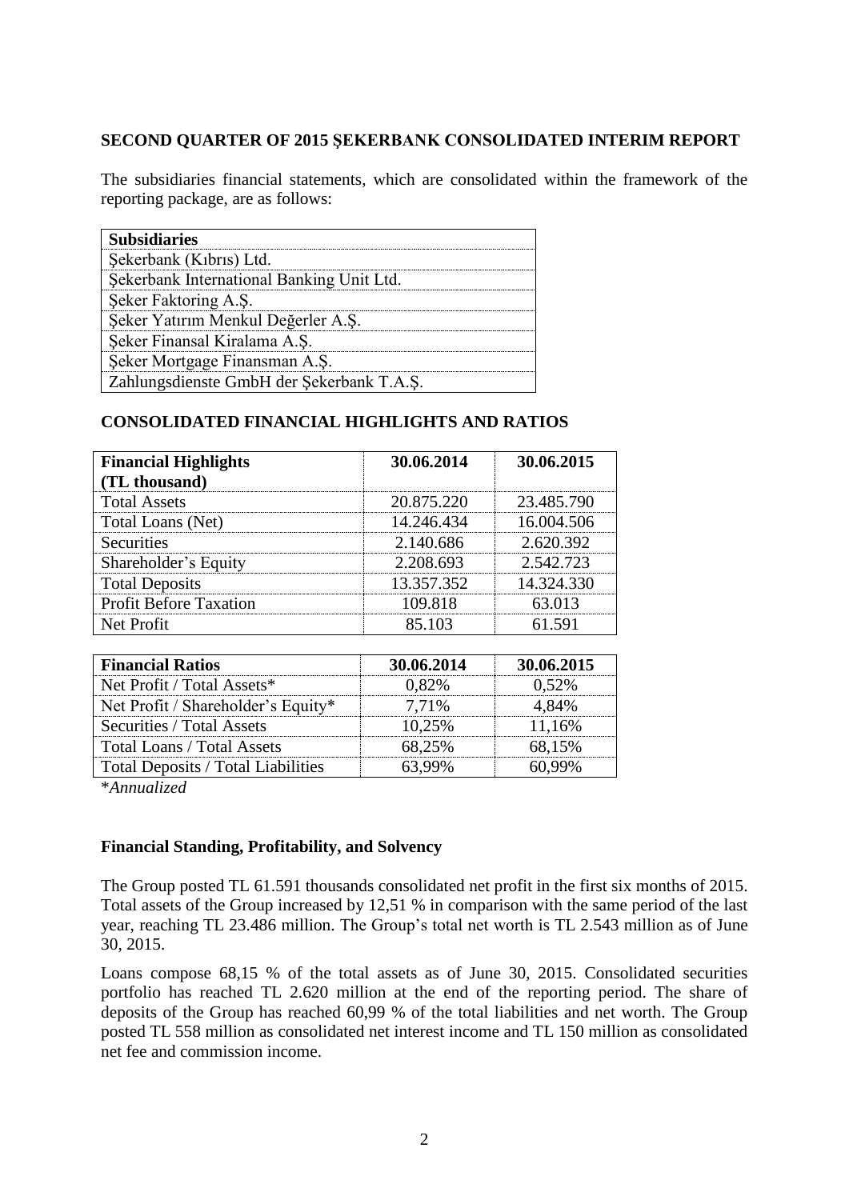## SECOND QUARTER OF 2015 ŞEKERBANK CONSOLIDATED INTERIM REPORT

The subsidiaries financial statements, which are consolidated within the framework of the reporting package, are as follows:

| Subsidiaries |
|---|
| Şekerbank (Kıbrıs) Ltd. |
| Şekerbank International Banking Unit Ltd. |
| Şeker Faktoring A.Ş. |
| Şeker Yatırım Menkul Değerler A.Ş. |
| Şeker Finansal Kiralama A.Ş. |
| Şeker Mortgage Finansman A.Ş. |
| Zahlungsdienste GmbH der Şekerbank T.A.Ş. |

## CONSOLIDATED FINANCIAL HIGHLIGHTS AND RATIOS

| Financial Highlights (TL thousand) | 30.06.2014 | 30.06.2015 |
|---|---|---|
| Total Assets | 20.875.220 | 23.485.790 |
| Total Loans (Net) | 14.246.434 | 16.004.506 |
| Securities | 2.140.686 | 2.620.392 |
| Shareholder's Equity | 2.208.693 | 2.542.723 |
| Total Deposits | 13.357.352 | 14.324.330 |
| Profit Before Taxation | 109.818 | 63.013 |
| Net Profit | 85.103 | 61.591 |

| Financial Ratios | 30.06.2014 | 30.06.2015 |
|---|---|---|
| Net Profit / Total Assets* | 0,82% | 0,52% |
| Net Profit / Shareholder's Equity* | 7,71% | 4,84% |
| Securities / Total Assets | 10,25% | 11,16% |
| Total Loans / Total Assets | 68,25% | 68,15% |
| Total Deposits / Total Liabilities | 63,99% | 60,99% |

**Annualized*

### Financial Standing, Profitability, and Solvency

The Group posted TL 61.591 thousands consolidated net profit in the first six months of 2015. Total assets of the Group increased by 12,51 % in comparison with the same period of the last year, reaching TL 23.486 million. The Group's total net worth is TL 2.543 million as of June 30, 2015.

Loans compose 68,15 % of the total assets as of June 30, 2015. Consolidated securities portfolio has reached TL 2.620 million at the end of the reporting period. The share of deposits of the Group has reached 60,99 % of the total liabilities and net worth. The Group posted TL 558 million as consolidated net interest income and TL 150 million as consolidated net fee and commission income.